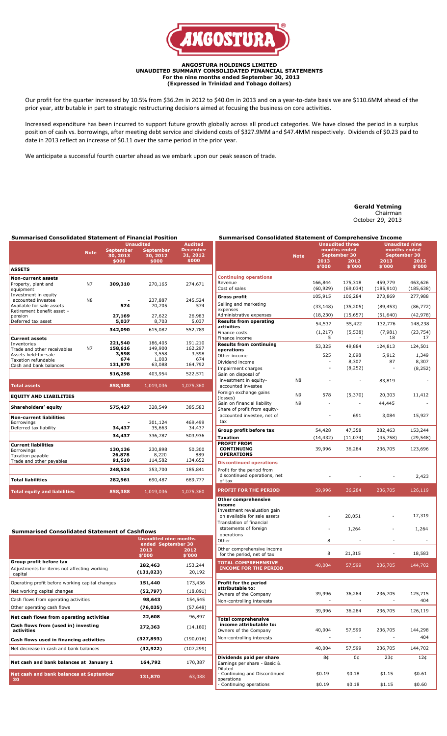# ANGOSTURA HOLDINGS LIMITED
## UNAUDITED SUMMARY CONSOLIDATED FINANCIAL STATEMENTS
### For the nine months ended September 30, 2013
### (Expressed in Trinidad and Tobago dollars)

Our profit for the quarter increased by 10.5% from $36.2m in 2012 to $40.0m in 2013 and on a year-to-date basis we are $110.6MM ahead of the prior year, attributable in part to strategic restructuring decisions aimed at focusing the business on core activities.

Increased expenditure has been incurred to support future growth globally across all product categories. We have closed the period in a surplus position of cash vs. borrowings, after meeting debt service and dividend costs of $327.9MM and $47.4MM respectively. Dividends of $0.23 paid to date in 2013 reflect an increase of $0.11 over the same period in the prior year.

We anticipate a successful fourth quarter ahead as we embark upon our peak season of trade.

**Gerald Yetming**
Chairman
October 29, 2013

### Summarised Consolidated Statement of Financial Position

| | Note | Unaudited September 30, 2013 $000 | Unaudited September 30, 2012 $000 | Audited December 31, 2012 $000 |
|---|---|---|---|---|
| **ASSETS** | | | | |
| **Non-current assets** | | | | |
| Property, plant and equipment | N7 | **309,310** | 270,165 | 274,671 |
| Investment in equity accounted investee | N8 | **-** | 237,887 | 245,524 |
| Available for sale assets | | **574** | 70,705 | 574 |
| Retirement benefit asset – pension | | **27,169** | 27,622 | 26,983 |
| Deferred tax asset | | **5,037** | 8,703 | 5,037 |
| | | **342,090** | 615,082 | 552,789 |
| **Current assets** | | | | |
| Inventories | | **221,540** | 186,405 | 191,210 |
| Trade and other receivables | N7 | **158,616** | 149,900 | 162,297 |
| Assets held-for-sale | | **3,598** | 3,558 | 3,598 |
| Taxation refundable | | **674** | 1,003 | 674 |
| Cash and bank balances | | **131,870** | 63,088 | 164,792 |
| | | **516,298** | 403,954 | 522,571 |
| **Total assets** | | **858,388** | 1,019,036 | 1,075,360 |
| **EQUITY AND LIABILITIES** | | | | |
| **Shareholders' equity** | | **575,427** | 328,549 | 385,583 |
| **Non-current liabilities** | | | | |
| Borrowings | | **-** | 301,124 | 469,499 |
| Deferred tax liability | | **34,437** | 35,663 | 34,437 |
| | | **34,437** | 336,787 | 503,936 |
| **Current liabilities** | | | | |
| Borrowings | | **130,136** | 230,898 | 50,300 |
| Taxation payable | | **26,878** | 8,220 | 889 |
| Trade and other payables | | **91,510** | 114,582 | 134,652 |
| | | **248,524** | 353,700 | 185,841 |
| **Total liabilities** | | **282,961** | 690,487 | 689,777 |
| **Total equity and liabilities** | | **858,388** | 1,019,036 | 1,075,360 |

### Summarised Consolidated Statement of Cashflows

| | Unaudited nine months ended September 30 2013 $'000 | 2012 $'000 |
|---|---|---|
| **Group profit before tax** | **282,463** | 153,244 |
| Adjustments for items not affecting working capital | **(131,023)** | 20,192 |
| Operating profit before working capital changes | **151,440** | 173,436 |
| Net working capital changes | **(52,797)** | (18,891) |
| Cash flows from operating activities | **98,643** | 154,545 |
| Other operating cash flows | **(76,035)** | (57,648) |
| **Net cash flows from operating activities** | **22,608** | 96,897 |
| **Cash flows from (used in) investing activities** | **272,363** | (14,180) |
| **Cash flows used in financing activities** | **(327,893)** | (190,016) |
| Net decrease in cash and bank balances | **(32,922)** | (107,299) |
| **Net cash and bank balances at January 1** | **164,792** | 170,387 |
| **Net cash and bank balances at September 30** | **131,870** | 63,088 |

### Summarised Consolidated Statement of Comprehensive Income

| | Note | Unaudited three months ended September 30 2013 $'000 | 2012 $'000 | Unaudited nine months ended September 30 2013 $'000 | 2012 $'000 |
|---|---|---|---|---|---|
| **Continuing operations** | | | | | |
| Revenue | | 166,844 | 175,318 | 459,779 | 463,626 |
| Cost of sales | | (60,929) | (69,034) | (185,910) | (185,638) |
| **Gross profit** | | 105,915 | 106,284 | 273,869 | 277,988 |
| Selling and marketing expenses | | (33,148) | (35,205) | (89,453) | (86,772) |
| Administrative expenses | | (18,230) | (15,657) | (51,640) | (42,978) |
| **Results from operating activities** | | 54,537 | 55,422 | 132,776 | 148,238 |
| Finance costs | | (1,217) | (5,538) | (7,981) | (23,754) |
| Finance income | | 5 | - | 18 | 17 |
| **Results from continuing operations** | | 53,325 | 49,884 | 124,813 | 124,501 |
| Other income | | 525 | 2,098 | 5,912 | 1,349 |
| Dividend income | | - | 8,307 | 87 | 8,307 |
| Impairment charges | | - | (8,252) | - | (8,252) |
| Gain on disposal of investment in equity-accounted investee | N8 | - | - | 83,819 | - |
| Foreign exchange gains (losses) | N9 | 578 | (5,370) | 20,303 | 11,412 |
| Gain on financial liability | N9 | - | - | 44,445 | - |
| Share of profit from equity-accounted investee, net of tax | | - | 691 | 3,084 | 15,927 |
| **Group profit before tax** | | 54,428 | 47,358 | 282,463 | 153,244 |
| **Taxation** | | (14,432) | (11,074) | (45,758) | (29,548) |
| **PROFIT FROM CONTINUING OPERATIONS** | | 39,996 | 36,284 | 236,705 | 123,696 |
| **Discontinued operations** | | | | | |
| Profit for the period from discontinued operations, net of tax | | - | - | - | 2,423 |
| **PROFIT FOR THE PERIOD** | | 39,996 | 36,284 | 236,705 | 126,119 |
| **Other comprehensive income** | | | | | |
| Investment revaluation gain on available for sale assets | | - | 20,051 | - | 17,319 |
| Translation of financial statements of foreign operations | | - | 1,264 | - | 1,264 |
| Other | | 8 | - | - | - |
| Other comprehensive income for the period, net of tax | | 8 | 21,315 | - | 18,583 |
| **TOTAL COMPREHENSIVE INCOME FOR THE PERIOD** | | 40,004 | 57,599 | 236,705 | 144,702 |
| **Profit for the period attributable to:** | | | | | |
| Owners of the Company | | 39,996 | 36,284 | 236,705 | 125,715 |
| Non-controlling interests | | - | - | - | 404 |
| | | 39,996 | 36,284 | 236,705 | 126,119 |
| **Total comprehensive income attributable to:** | | | | | |
| Owners of the Company | | 40,004 | 57,599 | 236,705 | 144,298 |
| Non-controlling interests | | - | - | - | 404 |
| | | 40,004 | 57,599 | 236,705 | 144,702 |
| **Dividends paid per share** | | 8¢ | 0¢ | 23¢ | 12¢ |
| Earnings per share - Basic & Diluted | | | | | |
| - Continuing and Discontinued operations | | $0.19 | $0.18 | $1.15 | $0.61 |
| - Continuing operations | | $0.19 | $0.18 | $1.15 | $0.60 |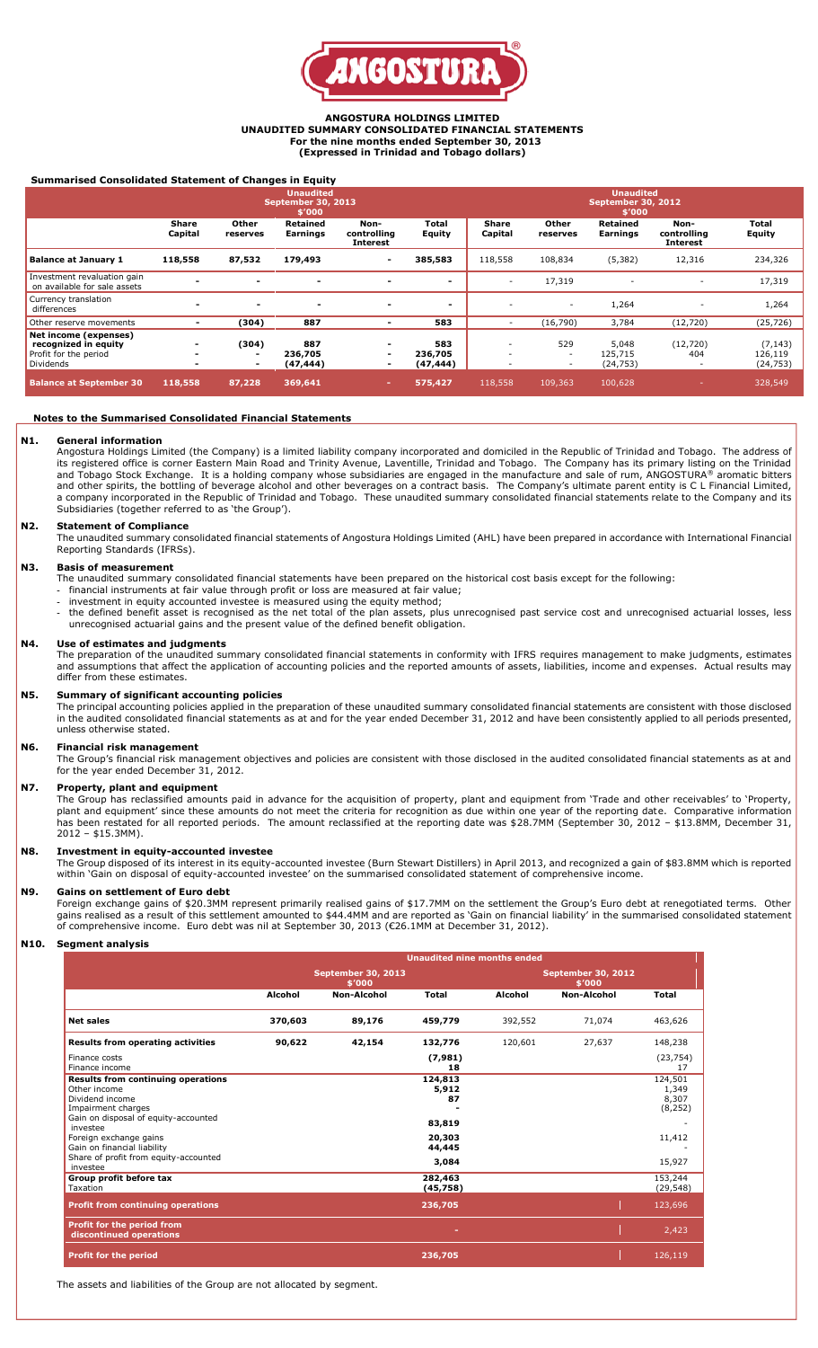# ANGOSTURA HOLDINGS LIMITED

## UNAUDITED SUMMARY CONSOLIDATED FINANCIAL STATEMENTS

**For the nine months ended September 30, 2013**

**(Expressed in Trinidad and Tobago dollars)**

### Summarised Consolidated Statement of Changes in Equity

| | Unaudited September 30, 2013 $'000 | | | | | Unaudited September 30, 2012 $'000 | | | | |
|---|---|---|---|---|---|---|---|---|---|---|
| | Share Capital | Other reserves | Retained Earnings | Non-controlling Interest | Total Equity | Share Capital | Other reserves | Retained Earnings | Non-controlling Interest | Total Equity |
| **Balance at January 1** | 118,558 | 87,532 | 179,493 | - | 385,583 | 118,558 | 108,834 | (5,382) | 12,316 | 234,326 |
| Investment revaluation gain on available for sale assets | - | - | - | - | - | - | 17,319 | - | - | 17,319 |
| Currency translation differences | - | - | - | - | - | - | - | 1,264 | - | 1,264 |
| Other reserve movements | - | (304) | 887 | - | 583 | - | (16,790) | 3,784 | (12,720) | (25,726) |
| **Net income (expenses) recognized in equity** | - | (304) | 887 | - | 583 | - | 529 | 5,048 | (12,720) | (7,143) |
| Profit for the period | - | - | 236,705 | - | 236,705 | - | - | 125,715 | 404 | 126,119 |
| Dividends | - | - | (47,444) | - | (47,444) | - | - | (24,753) | - | (24,753) |
| **Balance at September 30** | 118,558 | 87,228 | 369,641 | - | 575,427 | 118,558 | 109,363 | 100,628 | - | 328,549 |

### Notes to the Summarised Consolidated Financial Statements

**N1. General information**

Angostura Holdings Limited (the Company) is a limited liability company incorporated and domiciled in the Republic of Trinidad and Tobago. The address of its registered office is corner Eastern Main Road and Trinity Avenue, Laventille, Trinidad and Tobago. The Company has its primary listing on the Trinidad and Tobago Stock Exchange. It is a holding company whose subsidiaries are engaged in the manufacture and sale of rum, ANGOSTURA® aromatic bitters and other spirits, the bottling of beverage alcohol and other beverages on a contract basis. The Company's ultimate parent entity is C L Financial Limited, a company incorporated in the Republic of Trinidad and Tobago. These unaudited summary consolidated financial statements relate to the Company and its Subsidiaries (together referred to as 'the Group').

**N2. Statement of Compliance**

The unaudited summary consolidated financial statements of Angostura Holdings Limited (AHL) have been prepared in accordance with International Financial Reporting Standards (IFRSs).

**N3. Basis of measurement**

The unaudited summary consolidated financial statements have been prepared on the historical cost basis except for the following:

- financial instruments at fair value through profit or loss are measured at fair value;
- investment in equity accounted investee is measured using the equity method;
- the defined benefit asset is recognised as the net total of the plan assets, plus unrecognised past service cost and unrecognised actuarial losses, less unrecognised actuarial gains and the present value of the defined benefit obligation.

**N4. Use of estimates and judgments**

The preparation of the unaudited summary consolidated financial statements in conformity with IFRS requires management to make judgments, estimates and assumptions that affect the application of accounting policies and the reported amounts of assets, liabilities, income and expenses. Actual results may differ from these estimates.

**N5. Summary of significant accounting policies**

The principal accounting policies applied in the preparation of these unaudited summary consolidated financial statements are consistent with those disclosed in the audited consolidated financial statements as at and for the year ended December 31, 2012 and have been consistently applied to all periods presented, unless otherwise stated.

**N6. Financial risk management**

The Group's financial risk management objectives and policies are consistent with those disclosed in the audited consolidated financial statements as at and for the year ended December 31, 2012.

**N7. Property, plant and equipment**

The Group has reclassified amounts paid in advance for the acquisition of property, plant and equipment from 'Trade and other receivables' to 'Property, plant and equipment' since these amounts do not meet the criteria for recognition as due within one year of the reporting date. Comparative information has been restated for all reported periods. The amount reclassified at the reporting date was $28.7MM (September 30, 2012 – $13.8MM, December 31, 2012 – $15.3MM).

**N8. Investment in equity-accounted investee**

The Group disposed of its interest in its equity-accounted investee (Burn Stewart Distillers) in April 2013, and recognized a gain of $83.8MM which is reported within 'Gain on disposal of equity-accounted investee' on the summarised consolidated statement of comprehensive income.

**N9. Gains on settlement of Euro debt**

Foreign exchange gains of $20.3MM represent primarily realised gains of $17.7MM on the settlement the Group's Euro debt at renegotiated terms. Other gains realised as a result of this settlement amounted to $44.4MM and are reported as 'Gain on financial liability' in the summarised consolidated statement of comprehensive income. Euro debt was nil at September 30, 2013 (€26.1MM at December 31, 2012).

**N10. Segment analysis**

| | Unaudited nine months ended | | | | | |
|---|---|---|---|---|---|---|
| | September 30, 2013 $'000 | | | September 30, 2012 $'000 | | |
| | Alcohol | Non-Alcohol | Total | Alcohol | Non-Alcohol | Total |
| **Net sales** | 370,603 | 89,176 | 459,779 | 392,552 | 71,074 | 463,626 |
| **Results from operating activities** | 90,622 | 42,154 | 132,776 | 120,601 | 27,637 | 148,238 |
| Finance costs | | | (7,981) | | | (23,754) |
| Finance income | | | 18 | | | 17 |
| **Results from continuing operations** | | | 124,813 | | | 124,501 |
| Other income | | | 5,912 | | | 1,349 |
| Dividend income | | | 87 | | | 8,307 |
| Impairment charges | | | - | | | (8,252) |
| Gain on disposal of equity-accounted investee | | | 83,819 | | | - |
| Foreign exchange gains | | | 20,303 | | | 11,412 |
| Gain on financial liability | | | 44,445 | | | - |
| Share of profit from equity-accounted investee | | | 3,084 | | | 15,927 |
| **Group profit before tax** | | | 282,463 | | | 153,244 |
| Taxation | | | (45,758) | | | (29,548) |
| **Profit from continuing operations** | | | 236,705 | | | 123,696 |
| **Profit for the period from discontinued operations** | | | - | | | 2,423 |
| **Profit for the period** | | | 236,705 | | | 126,119 |

The assets and liabilities of the Group are not allocated by segment.